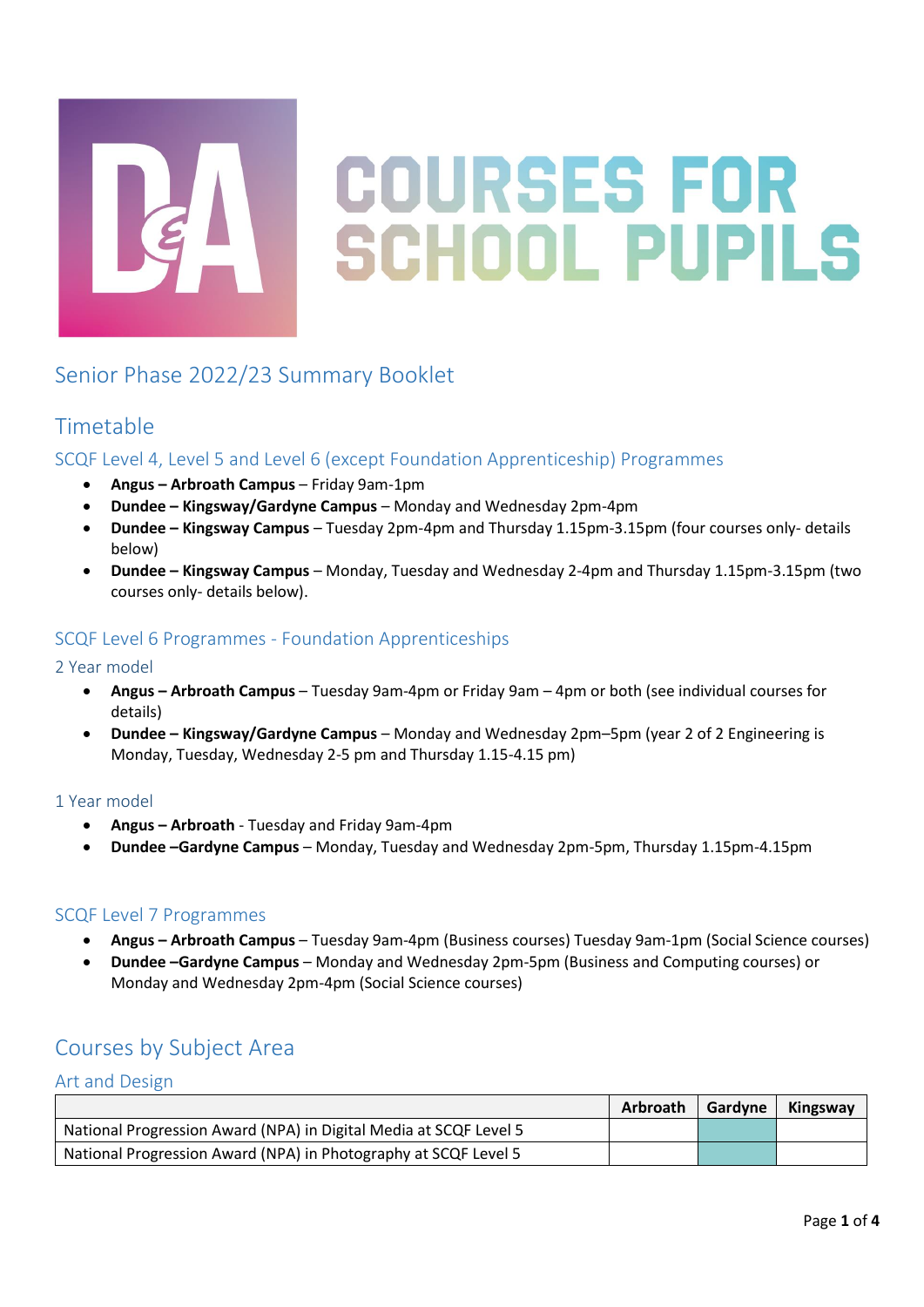# COURSES FOR SCHOOL PUPILS

## Senior Phase 2022/23 Summary Booklet

## Timetable

### SCQF Level 4, Level 5 and Level 6 (except Foundation Apprenticeship) Programmes

- **Angus – Arbroath Campus** – Friday 9am-1pm
- **Dundee – Kingsway/Gardyne Campus** – Monday and Wednesday 2pm–4pm
- **Dundee – Kingsway Campus** – Tuesday 2pm-4pm and Thursday 1.15pm-3.15pm (four courses only- details below)
- **Dundee – Kingsway Campus** – Monday, Tuesday and Wednesday 2-4pm and Thursday 1.15pm-3.15pm (two courses only- details below).

### SCQF Level 6 Programmes - Foundation Apprenticeships

#### 2 Year model

- **Angus – Arbroath Campus** – Tuesday 9am-4pm or Friday 9am – 4pm or both (see individual courses for details)
- **Dundee – Kingsway/Gardyne Campus** – Monday and Wednesday 2pm–5pm (year 2 of 2 Engineering is Monday, Tuesday, Wednesday 2-5 pm and Thursday 1.15-4.15 pm)

#### 1 Year model

- **Angus – Arbroath** - Tuesday and Friday 9am-4pm
- **Dundee –Gardyne Campus** – Monday, Tuesday and Wednesday 2pm-5pm, Thursday 1.15pm-4.15pm

### SCQF Level 7 Programmes

- **Angus – Arbroath Campus** – Tuesday 9am-4pm (Business courses) Tuesday 9am-1pm (Social Science courses)
- **Dundee –Gardyne Campus** – Monday and Wednesday 2pm-5pm (Business and Computing courses) or Monday and Wednesday 2pm-4pm (Social Science courses)

## Courses by Subject Area

### Art and Design

| | Arbroath | Gardyne | Kingsway |
|---|---|---|---|
| National Progression Award (NPA) in Digital Media at SCQF Level 5 | | ✓ | |
| National Progression Award (NPA) in Photography at SCQF Level 5 | | ✓ | |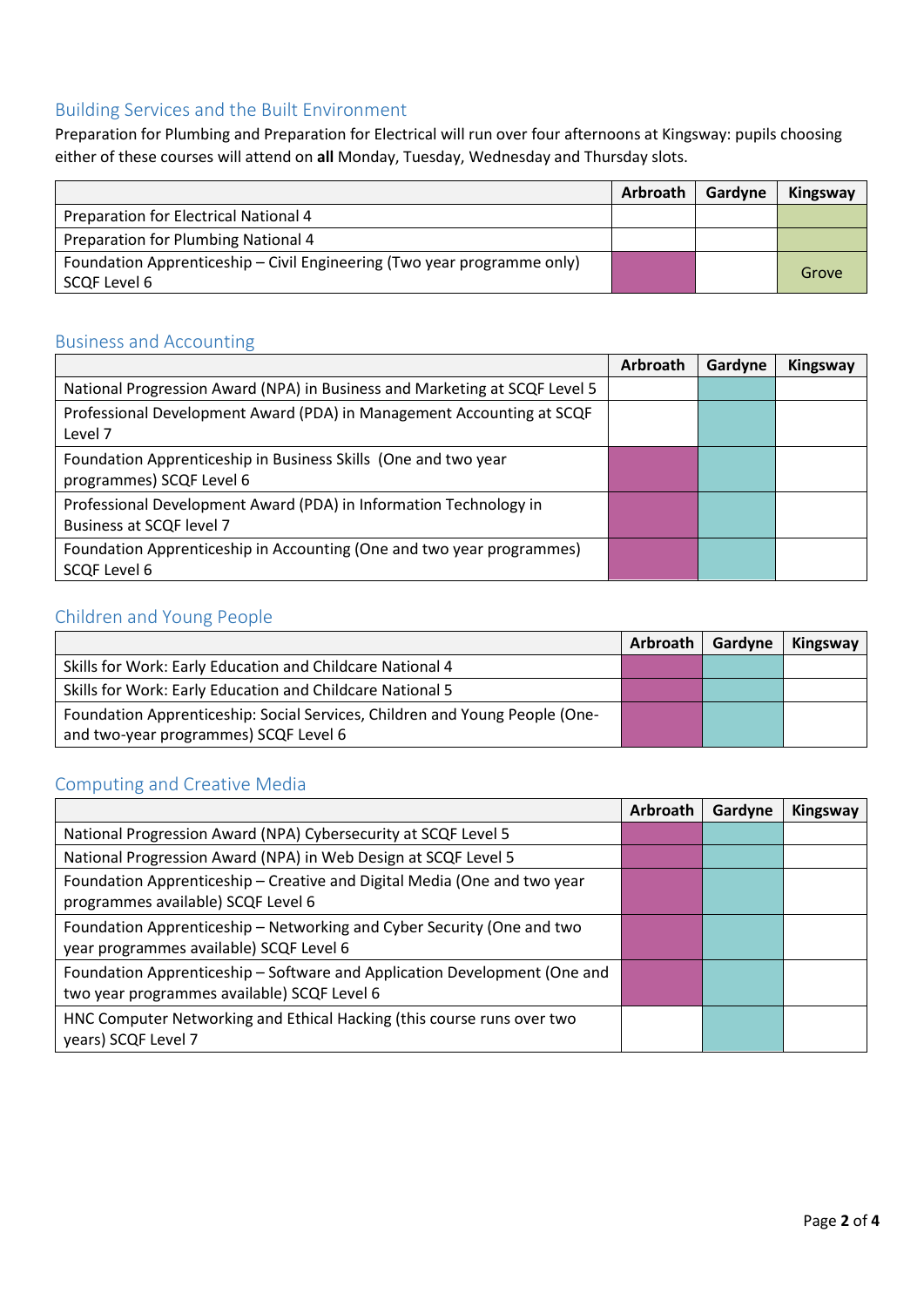## Building Services and the Built Environment

Preparation for Plumbing and Preparation for Electrical will run over four afternoons at Kingsway: pupils choosing either of these courses will attend on **all** Monday, Tuesday, Wednesday and Thursday slots.

| | Arbroath | Gardyne | Kingsway |
|---|---|---|---|
| Preparation for Electrical National 4 | | | |
| Preparation for Plumbing National 4 | | | |
| Foundation Apprenticeship – Civil Engineering (Two year programme only) SCQF Level 6 | | | Grove |

## Business and Accounting

| | Arbroath | Gardyne | Kingsway |
|---|---|---|---|
| National Progression Award (NPA) in Business and Marketing at SCQF Level 5 | | | |
| Professional Development Award (PDA) in Management Accounting at SCQF Level 7 | | | |
| Foundation Apprenticeship in Business Skills (One and two year programmes) SCQF Level 6 | | | |
| Professional Development Award (PDA) in Information Technology in Business at SCQF level 7 | | | |
| Foundation Apprenticeship in Accounting (One and two year programmes) SCQF Level 6 | | | |

## Children and Young People

| | Arbroath | Gardyne | Kingsway |
|---|---|---|---|
| Skills for Work: Early Education and Childcare National 4 | | | |
| Skills for Work: Early Education and Childcare National 5 | | | |
| Foundation Apprenticeship: Social Services, Children and Young People (One- and two-year programmes) SCQF Level 6 | | | |

## Computing and Creative Media

| | Arbroath | Gardyne | Kingsway |
|---|---|---|---|
| National Progression Award (NPA) Cybersecurity at SCQF Level 5 | | | |
| National Progression Award (NPA) in Web Design at SCQF Level 5 | | | |
| Foundation Apprenticeship – Creative and Digital Media (One and two year programmes available) SCQF Level 6 | | | |
| Foundation Apprenticeship – Networking and Cyber Security (One and two year programmes available) SCQF Level 6 | | | |
| Foundation Apprenticeship – Software and Application Development (One and two year programmes available) SCQF Level 6 | | | |
| HNC Computer Networking and Ethical Hacking (this course runs over two years) SCQF Level 7 | | | |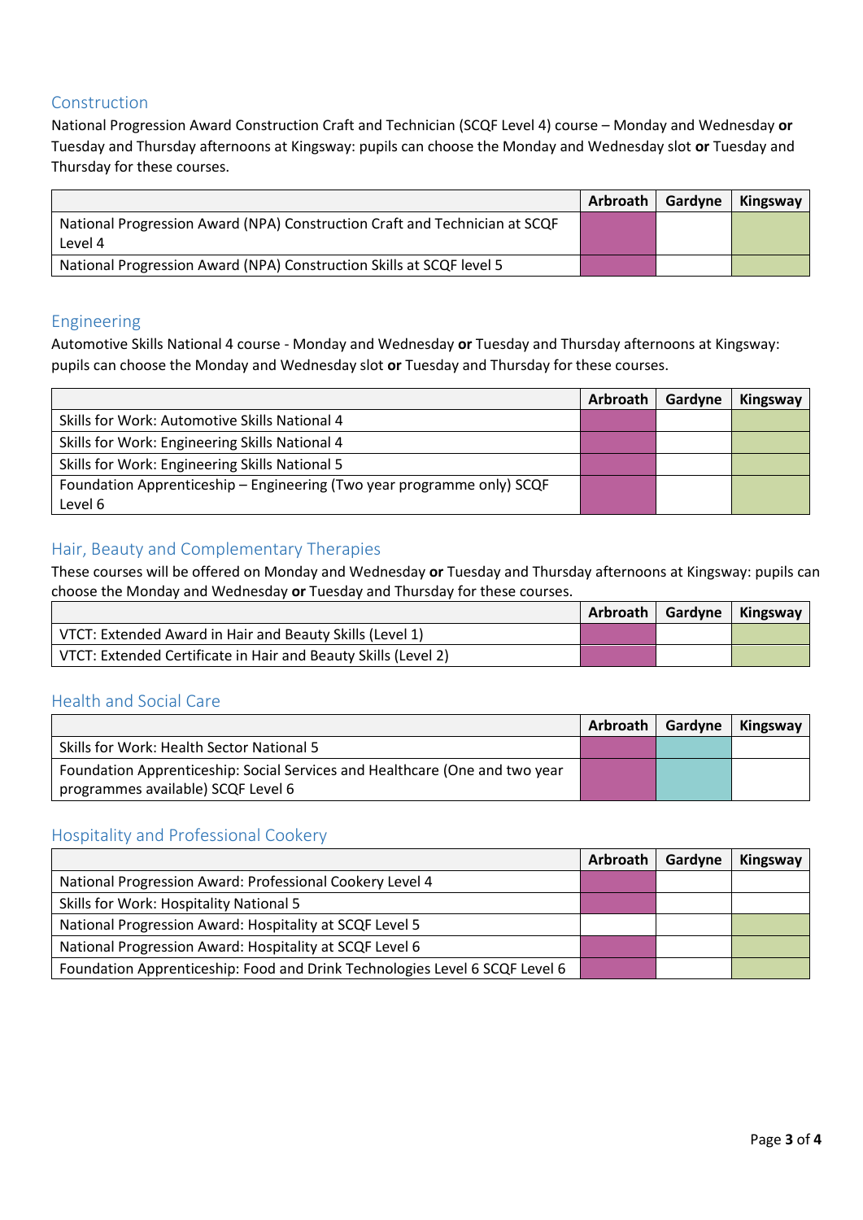## Construction

National Progression Award Construction Craft and Technician (SCQF Level 4) course – Monday and Wednesday **or** Tuesday and Thursday afternoons at Kingsway: pupils can choose the Monday and Wednesday slot **or** Tuesday and Thursday for these courses.

| | Arbroath | Gardyne | Kingsway |
|---|---|---|---|
| National Progression Award (NPA) Construction Craft and Technician at SCQF Level 4 | ■ | | ■ |
| National Progression Award (NPA) Construction Skills at SCQF level 5 | ■ | | ■ |

## Engineering

Automotive Skills National 4 course - Monday and Wednesday **or** Tuesday and Thursday afternoons at Kingsway: pupils can choose the Monday and Wednesday slot **or** Tuesday and Thursday for these courses.

| | Arbroath | Gardyne | Kingsway |
|---|---|---|---|
| Skills for Work: Automotive Skills National 4 | ■ | | ■ |
| Skills for Work: Engineering Skills National 4 | ■ | | ■ |
| Skills for Work: Engineering Skills National 5 | ■ | | ■ |
| Foundation Apprenticeship – Engineering (Two year programme only) SCQF Level 6 | ■ | | ■ |

## Hair, Beauty and Complementary Therapies

These courses will be offered on Monday and Wednesday **or** Tuesday and Thursday afternoons at Kingsway: pupils can choose the Monday and Wednesday **or** Tuesday and Thursday for these courses.

| | Arbroath | Gardyne | Kingsway |
|---|---|---|---|
| VTCT: Extended Award in Hair and Beauty Skills (Level 1) | ■ | | ■ |
| VTCT: Extended Certificate in Hair and Beauty Skills (Level 2) | ■ | | ■ |

## Health and Social Care

| | Arbroath | Gardyne | Kingsway |
|---|---|---|---|
| Skills for Work: Health Sector National 5 | ■ | ■ | |
| Foundation Apprenticeship: Social Services and Healthcare (One and two year programmes available) SCQF Level 6 | ■ | ■ | |

## Hospitality and Professional Cookery

| | Arbroath | Gardyne | Kingsway |
|---|---|---|---|
| National Progression Award: Professional Cookery Level 4 | ■ | | |
| Skills for Work: Hospitality National 5 | ■ | | |
| National Progression Award: Hospitality at SCQF Level 5 | | | ■ |
| National Progression Award: Hospitality at SCQF Level 6 | ■ | | ■ |
| Foundation Apprenticeship: Food and Drink Technologies Level 6 SCQF Level 6 | ■ | | ■ |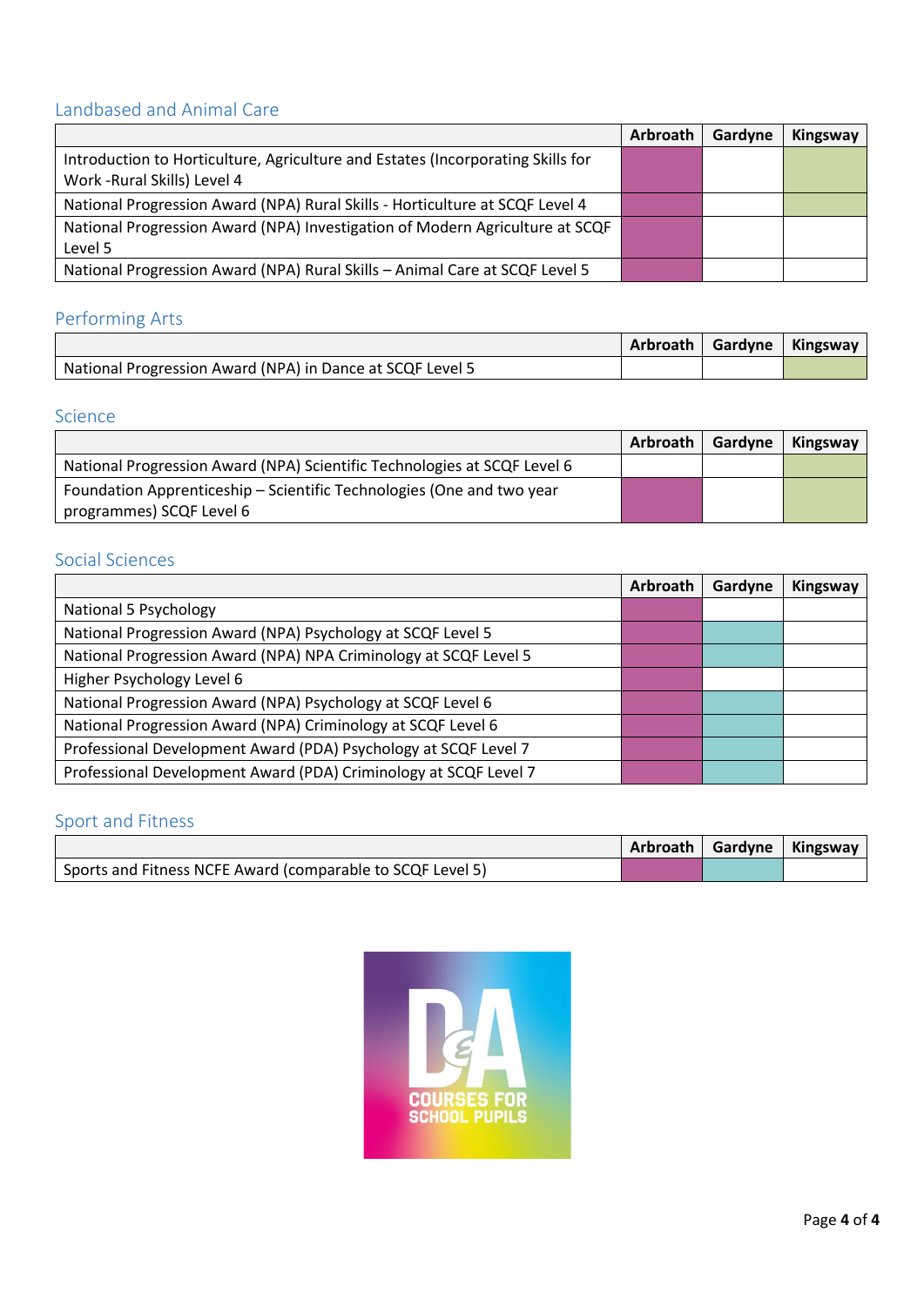## Landbased and Animal Care

| | Arbroath | Gardyne | Kingsway |
|---|---|---|---|
| Introduction to Horticulture, Agriculture and Estates (Incorporating Skills for Work -Rural Skills) Level 4 | | | |
| National Progression Award (NPA) Rural Skills - Horticulture at SCQF Level 4 | | | |
| National Progression Award (NPA) Investigation of Modern Agriculture at SCQF Level 5 | | | |
| National Progression Award (NPA) Rural Skills – Animal Care at SCQF Level 5 | | | |

## Performing Arts

| | Arbroath | Gardyne | Kingsway |
|---|---|---|---|
| National Progression Award (NPA) in Dance at SCQF Level 5 | | | |

## Science

| | Arbroath | Gardyne | Kingsway |
|---|---|---|---|
| National Progression Award (NPA) Scientific Technologies at SCQF Level 6 | | | |
| Foundation Apprenticeship – Scientific Technologies (One and two year programmes) SCQF Level 6 | | | |

## Social Sciences

| | Arbroath | Gardyne | Kingsway |
|---|---|---|---|
| National 5 Psychology | | | |
| National Progression Award (NPA) Psychology at SCQF Level 5 | | | |
| National Progression Award (NPA) NPA Criminology at SCQF Level 5 | | | |
| Higher Psychology Level 6 | | | |
| National Progression Award (NPA) Psychology at SCQF Level 6 | | | |
| National Progression Award (NPA) Criminology at SCQF Level 6 | | | |
| Professional Development Award (PDA) Psychology at SCQF Level 7 | | | |
| Professional Development Award (PDA) Criminology at SCQF Level 7 | | | |

## Sport and Fitness

| | Arbroath | Gardyne | Kingsway |
|---|---|---|---|
| Sports and Fitness NCFE Award (comparable to SCQF Level 5) | | | |